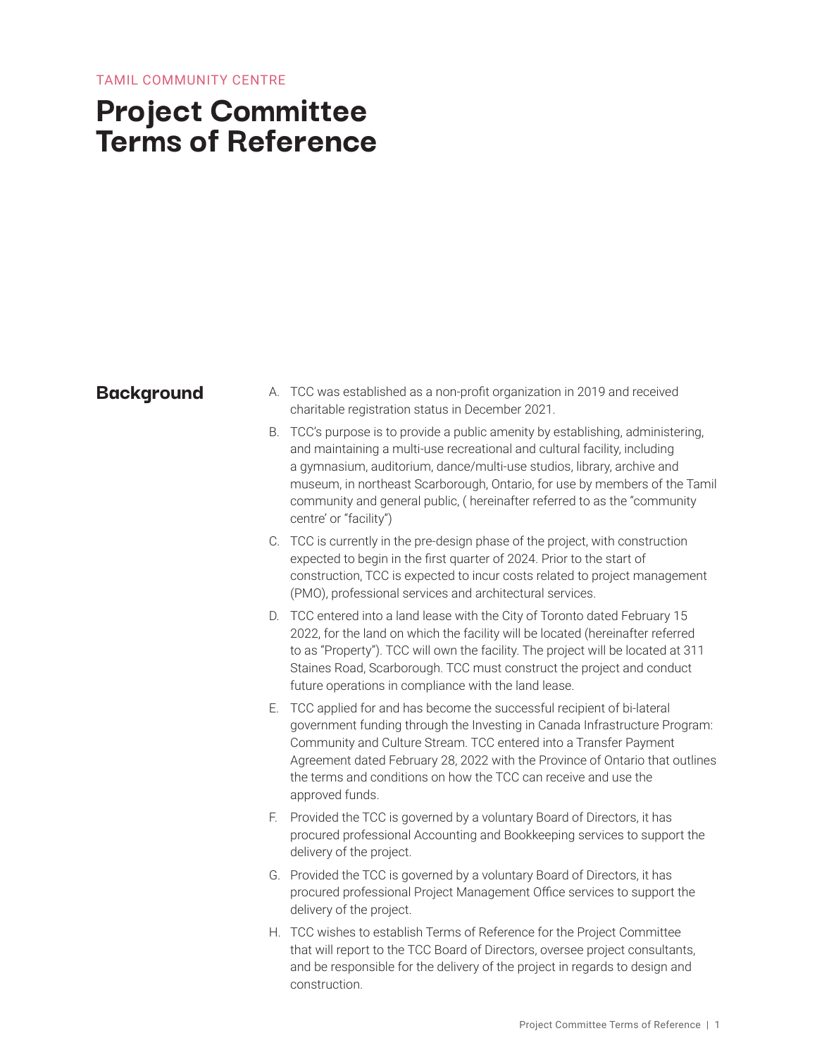TAMIL COMMUNITY CENTRE

# Project Committee Terms of Reference

## Background

A. TCC was established as a non-profit organization in 2019 and received charitable registration status in December 2021.

B. TCC's purpose is to provide a public amenity by establishing, administering, and maintaining a multi-use recreational and cultural facility, including a gymnasium, auditorium, dance/multi-use studios, library, archive and museum, in northeast Scarborough, Ontario, for use by members of the Tamil community and general public, ( hereinafter referred to as the "community centre' or "facility")

C. TCC is currently in the pre-design phase of the project, with construction expected to begin in the first quarter of 2024. Prior to the start of construction, TCC is expected to incur costs related to project management (PMO), professional services and architectural services.

D. TCC entered into a land lease with the City of Toronto dated February 15 2022, for the land on which the facility will be located (hereinafter referred to as "Property"). TCC will own the facility. The project will be located at 311 Staines Road, Scarborough. TCC must construct the project and conduct future operations in compliance with the land lease.

E. TCC applied for and has become the successful recipient of bi-lateral government funding through the Investing in Canada Infrastructure Program: Community and Culture Stream. TCC entered into a Transfer Payment Agreement dated February 28, 2022 with the Province of Ontario that outlines the terms and conditions on how the TCC can receive and use the approved funds.

F. Provided the TCC is governed by a voluntary Board of Directors, it has procured professional Accounting and Bookkeeping services to support the delivery of the project.

G. Provided the TCC is governed by a voluntary Board of Directors, it has procured professional Project Management Office services to support the delivery of the project.

H. TCC wishes to establish Terms of Reference for the Project Committee that will report to the TCC Board of Directors, oversee project consultants, and be responsible for the delivery of the project in regards to design and construction.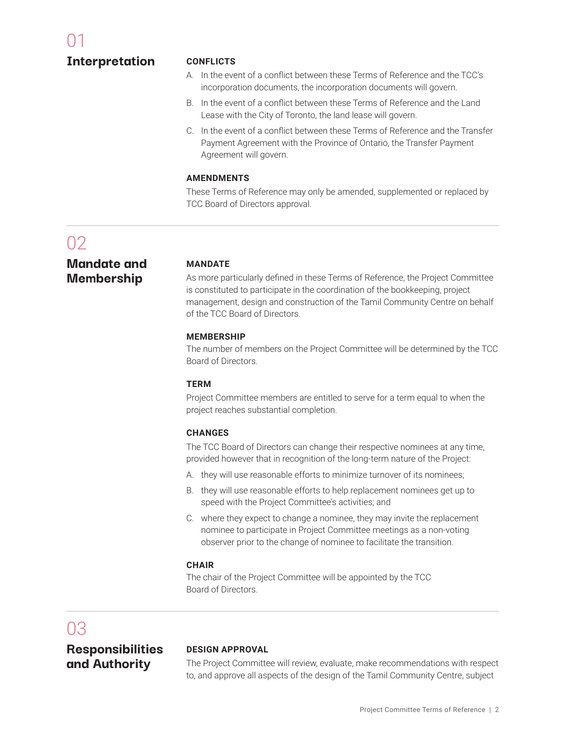## 01 Interpretation

### CONFLICTS

A. In the event of a conflict between these Terms of Reference and the TCC's incorporation documents, the incorporation documents will govern.

B. In the event of a conflict between these Terms of Reference and the Land Lease with the City of Toronto, the land lease will govern.

C. In the event of a conflict between these Terms of Reference and the Transfer Payment Agreement with the Province of Ontario, the Transfer Payment Agreement will govern.

### AMENDMENTS

These Terms of Reference may only be amended, supplemented or replaced by TCC Board of Directors approval.

## 02 Mandate and Membership

### MANDATE

As more particularly defined in these Terms of Reference, the Project Committee is constituted to participate in the coordination of the bookkeeping, project management, design and construction of the Tamil Community Centre on behalf of the TCC Board of Directors.

### MEMBERSHIP

The number of members on the Project Committee will be determined by the TCC Board of Directors.

### TERM

Project Committee members are entitled to serve for a term equal to when the project reaches substantial completion.

### CHANGES

The TCC Board of Directors can change their respective nominees at any time, provided however that in recognition of the long-term nature of the Project:

A. they will use reasonable efforts to minimize turnover of its nominees;

B. they will use reasonable efforts to help replacement nominees get up to speed with the Project Committee's activities; and

C. where they expect to change a nominee, they may invite the replacement nominee to participate in Project Committee meetings as a non-voting observer prior to the change of nominee to facilitate the transition.

### CHAIR

The chair of the Project Committee will be appointed by the TCC Board of Directors.

## 03 Responsibilities and Authority

### DESIGN APPROVAL

The Project Committee will review, evaluate, make recommendations with respect to, and approve all aspects of the design of the Tamil Community Centre, subject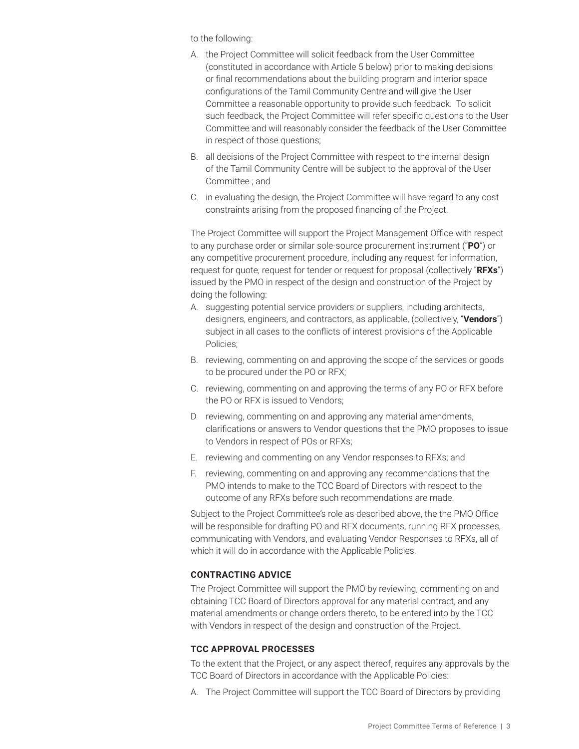to the following:

A. the Project Committee will solicit feedback from the User Committee (constituted in accordance with Article 5 below) prior to making decisions or final recommendations about the building program and interior space configurations of the Tamil Community Centre and will give the User Committee a reasonable opportunity to provide such feedback. To solicit such feedback, the Project Committee will refer specific questions to the User Committee and will reasonably consider the feedback of the User Committee in respect of those questions;

B. all decisions of the Project Committee with respect to the internal design of the Tamil Community Centre will be subject to the approval of the User Committee ; and

C. in evaluating the design, the Project Committee will have regard to any cost constraints arising from the proposed financing of the Project.

The Project Committee will support the Project Management Office with respect to any purchase order or similar sole-source procurement instrument ("**PO**") or any competitive procurement procedure, including any request for information, request for quote, request for tender or request for proposal (collectively "**RFXs**") issued by the PMO in respect of the design and construction of the Project by doing the following:

A. suggesting potential service providers or suppliers, including architects, designers, engineers, and contractors, as applicable, (collectively, "**Vendors**") subject in all cases to the conflicts of interest provisions of the Applicable Policies;

B. reviewing, commenting on and approving the scope of the services or goods to be procured under the PO or RFX;

C. reviewing, commenting on and approving the terms of any PO or RFX before the PO or RFX is issued to Vendors;

D. reviewing, commenting on and approving any material amendments, clarifications or answers to Vendor questions that the PMO proposes to issue to Vendors in respect of POs or RFXs;

E. reviewing and commenting on any Vendor responses to RFXs; and

F. reviewing, commenting on and approving any recommendations that the PMO intends to make to the TCC Board of Directors with respect to the outcome of any RFXs before such recommendations are made.

Subject to the Project Committee's role as described above, the the PMO Office will be responsible for drafting PO and RFX documents, running RFX processes, communicating with Vendors, and evaluating Vendor Responses to RFXs, all of which it will do in accordance with the Applicable Policies.

**CONTRACTING ADVICE**

The Project Committee will support the PMO by reviewing, commenting on and obtaining TCC Board of Directors approval for any material contract, and any material amendments or change orders thereto, to be entered into by the TCC with Vendors in respect of the design and construction of the Project.

**TCC APPROVAL PROCESSES**

To the extent that the Project, or any aspect thereof, requires any approvals by the TCC Board of Directors in accordance with the Applicable Policies:

A. The Project Committee will support the TCC Board of Directors by providing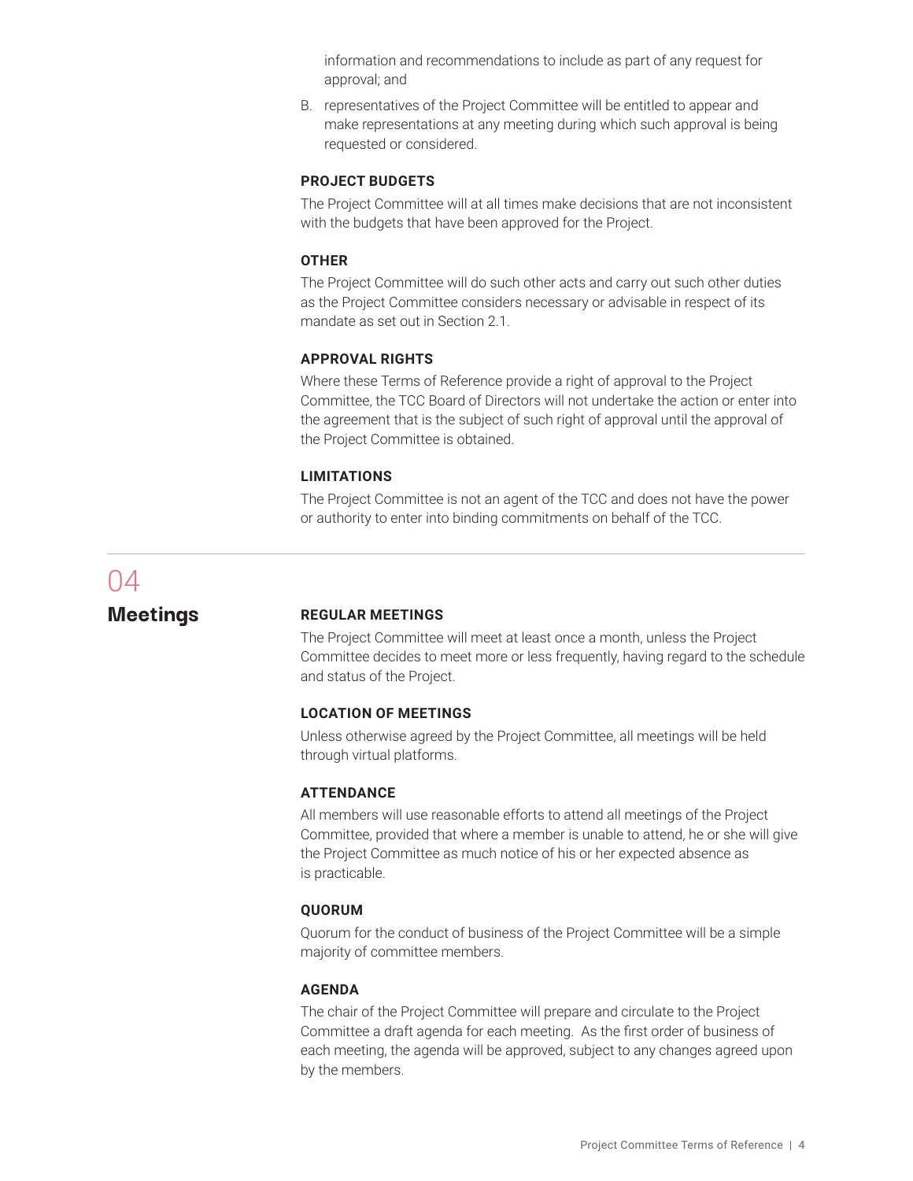information and recommendations to include as part of any request for approval; and

B. representatives of the Project Committee will be entitled to appear and make representations at any meeting during which such approval is being requested or considered.

**PROJECT BUDGETS**

The Project Committee will at all times make decisions that are not inconsistent with the budgets that have been approved for the Project.

**OTHER**

The Project Committee will do such other acts and carry out such other duties as the Project Committee considers necessary or advisable in respect of its mandate as set out in Section 2.1.

**APPROVAL RIGHTS**

Where these Terms of Reference provide a right of approval to the Project Committee, the TCC Board of Directors will not undertake the action or enter into the agreement that is the subject of such right of approval until the approval of the Project Committee is obtained.

**LIMITATIONS**

The Project Committee is not an agent of the TCC and does not have the power or authority to enter into binding commitments on behalf of the TCC.

---

## 04 Meetings

**REGULAR MEETINGS**

The Project Committee will meet at least once a month, unless the Project Committee decides to meet more or less frequently, having regard to the schedule and status of the Project.

**LOCATION OF MEETINGS**

Unless otherwise agreed by the Project Committee, all meetings will be held through virtual platforms.

**ATTENDANCE**

All members will use reasonable efforts to attend all meetings of the Project Committee, provided that where a member is unable to attend, he or she will give the Project Committee as much notice of his or her expected absence as is practicable.

**QUORUM**

Quorum for the conduct of business of the Project Committee will be a simple majority of committee members.

**AGENDA**

The chair of the Project Committee will prepare and circulate to the Project Committee a draft agenda for each meeting. As the first order of business of each meeting, the agenda will be approved, subject to any changes agreed upon by the members.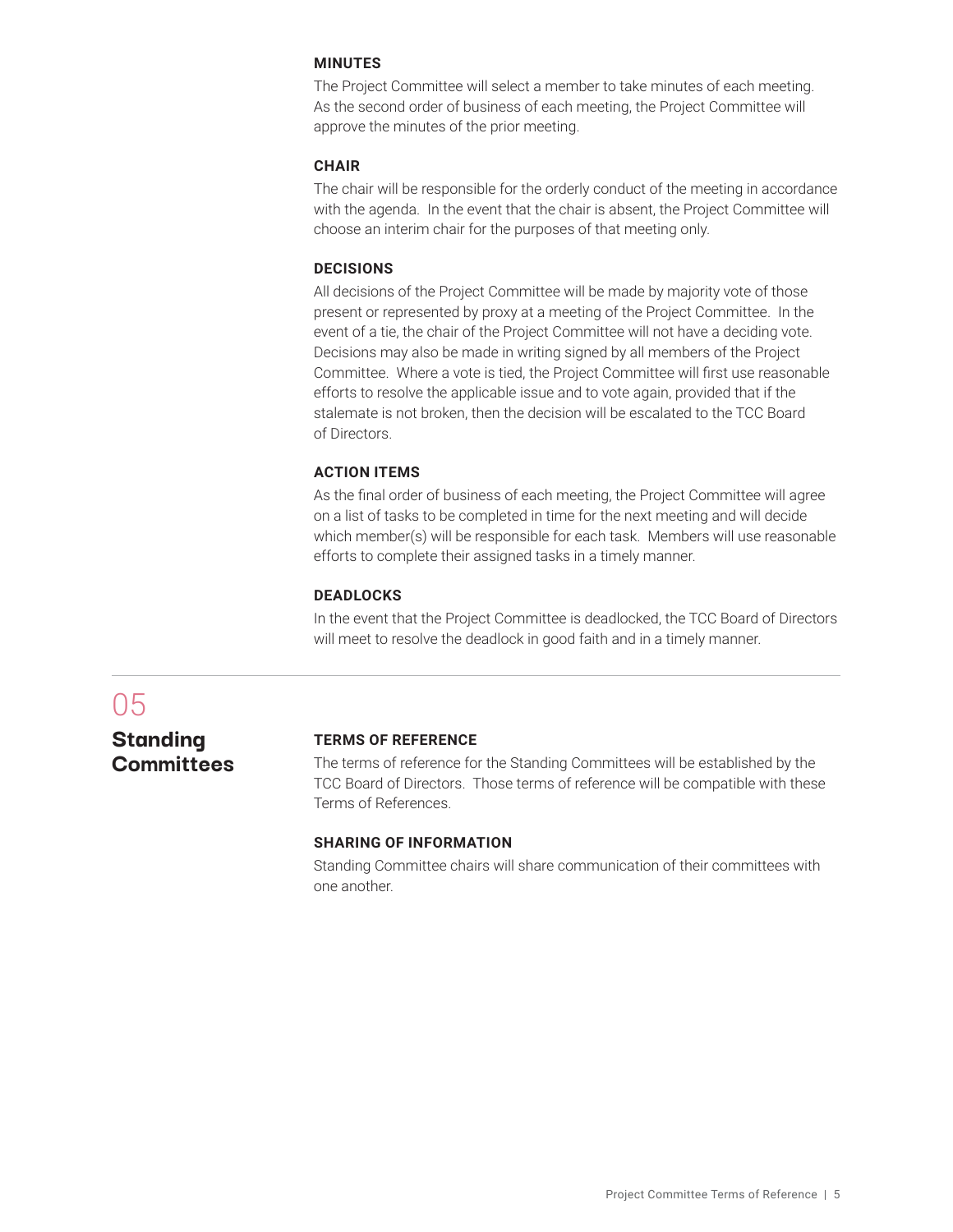#### MINUTES

The Project Committee will select a member to take minutes of each meeting. As the second order of business of each meeting, the Project Committee will approve the minutes of the prior meeting.

#### CHAIR

The chair will be responsible for the orderly conduct of the meeting in accordance with the agenda. In the event that the chair is absent, the Project Committee will choose an interim chair for the purposes of that meeting only.

#### DECISIONS

All decisions of the Project Committee will be made by majority vote of those present or represented by proxy at a meeting of the Project Committee. In the event of a tie, the chair of the Project Committee will not have a deciding vote. Decisions may also be made in writing signed by all members of the Project Committee. Where a vote is tied, the Project Committee will first use reasonable efforts to resolve the applicable issue and to vote again, provided that if the stalemate is not broken, then the decision will be escalated to the TCC Board of Directors.

#### ACTION ITEMS

As the final order of business of each meeting, the Project Committee will agree on a list of tasks to be completed in time for the next meeting and will decide which member(s) will be responsible for each task. Members will use reasonable efforts to complete their assigned tasks in a timely manner.

#### DEADLOCKS

In the event that the Project Committee is deadlocked, the TCC Board of Directors will meet to resolve the deadlock in good faith and in a timely manner.

## 05 Standing Committees

#### TERMS OF REFERENCE

The terms of reference for the Standing Committees will be established by the TCC Board of Directors. Those terms of reference will be compatible with these Terms of References.

#### SHARING OF INFORMATION

Standing Committee chairs will share communication of their committees with one another.